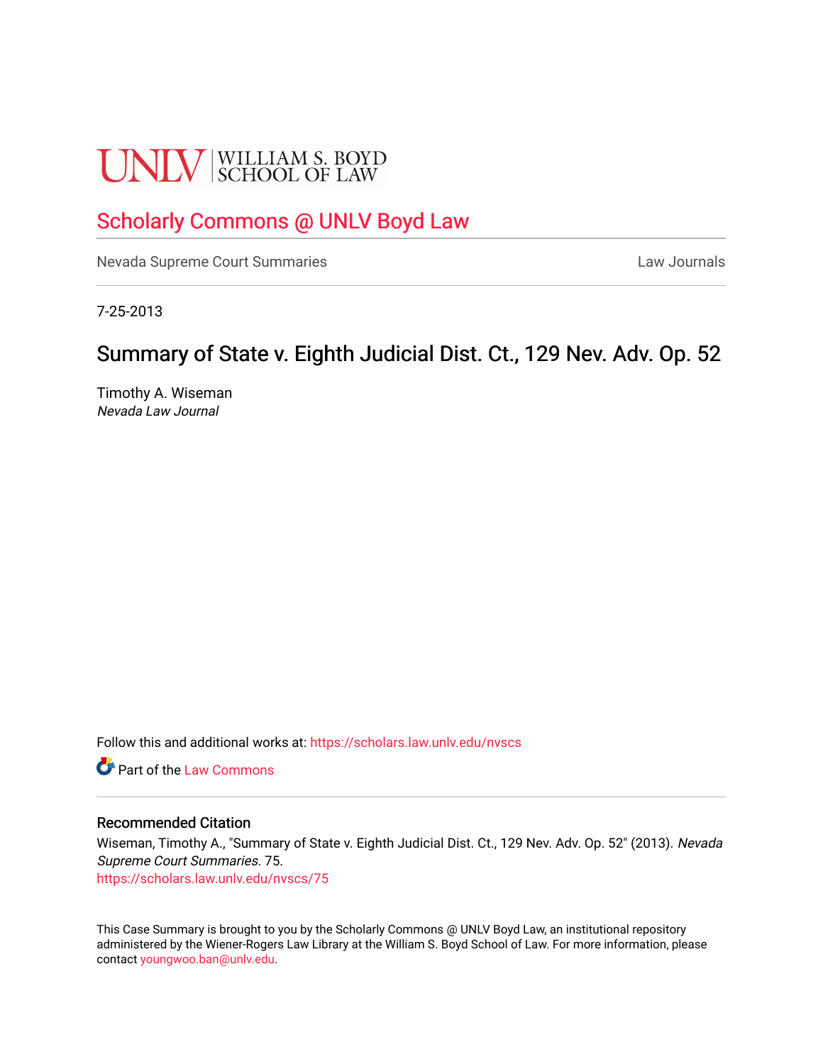UNLV | WILLIAM S. BOYD SCHOOL OF LAW

# Scholarly Commons @ UNLV Boyd Law

Nevada Supreme Court Summaries | Law Journals

7-25-2013

## Summary of State v. Eighth Judicial Dist. Ct., 129 Nev. Adv. Op. 52

Timothy A. Wiseman
*Nevada Law Journal*

Follow this and additional works at: https://scholars.law.unlv.edu/nvscs

Part of the Law Commons

### Recommended Citation

Wiseman, Timothy A., "Summary of State v. Eighth Judicial Dist. Ct., 129 Nev. Adv. Op. 52" (2013). *Nevada Supreme Court Summaries*. 75.
https://scholars.law.unlv.edu/nvscs/75

This Case Summary is brought to you by the Scholarly Commons @ UNLV Boyd Law, an institutional repository administered by the Wiener-Rogers Law Library at the William S. Boyd School of Law. For more information, please contact youngwoo.ban@unlv.edu.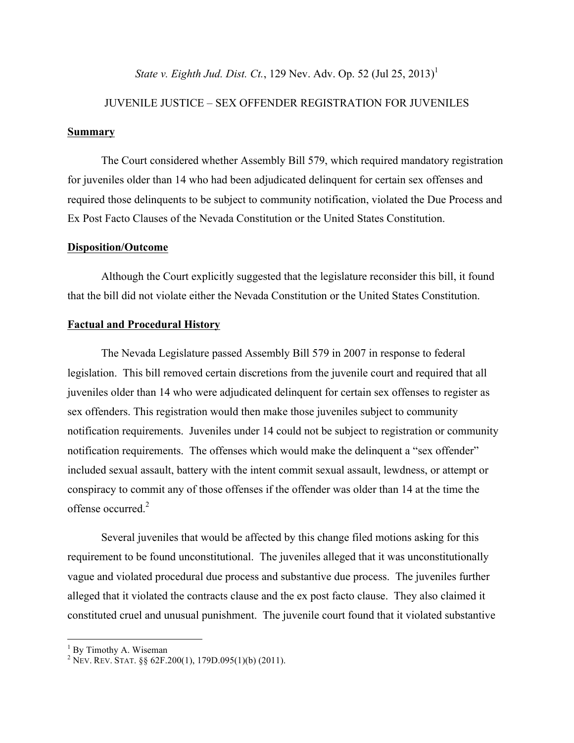*State v. Eighth Jud. Dist. Ct.*, 129 Nev. Adv. Op. 52 (Jul 25, 2013)[1]

JUVENILE JUSTICE – SEX OFFENDER REGISTRATION FOR JUVENILES

## Summary

The Court considered whether Assembly Bill 579, which required mandatory registration for juveniles older than 14 who had been adjudicated delinquent for certain sex offenses and required those delinquents to be subject to community notification, violated the Due Process and Ex Post Facto Clauses of the Nevada Constitution or the United States Constitution.

## Disposition/Outcome

Although the Court explicitly suggested that the legislature reconsider this bill, it found that the bill did not violate either the Nevada Constitution or the United States Constitution.

## Factual and Procedural History

The Nevada Legislature passed Assembly Bill 579 in 2007 in response to federal legislation. This bill removed certain discretions from the juvenile court and required that all juveniles older than 14 who were adjudicated delinquent for certain sex offenses to register as sex offenders. This registration would then make those juveniles subject to community notification requirements. Juveniles under 14 could not be subject to registration or community notification requirements. The offenses which would make the delinquent a "sex offender" included sexual assault, battery with the intent commit sexual assault, lewdness, or attempt or conspiracy to commit any of those offenses if the offender was older than 14 at the time the offense occurred.[2]

Several juveniles that would be affected by this change filed motions asking for this requirement to be found unconstitutional. The juveniles alleged that it was unconstitutionally vague and violated procedural due process and substantive due process. The juveniles further alleged that it violated the contracts clause and the ex post facto clause. They also claimed it constituted cruel and unusual punishment. The juvenile court found that it violated substantive

---

[1] By Timothy A. Wiseman

[2] NEV. REV. STAT. §§ 62F.200(1), 179D.095(1)(b) (2011).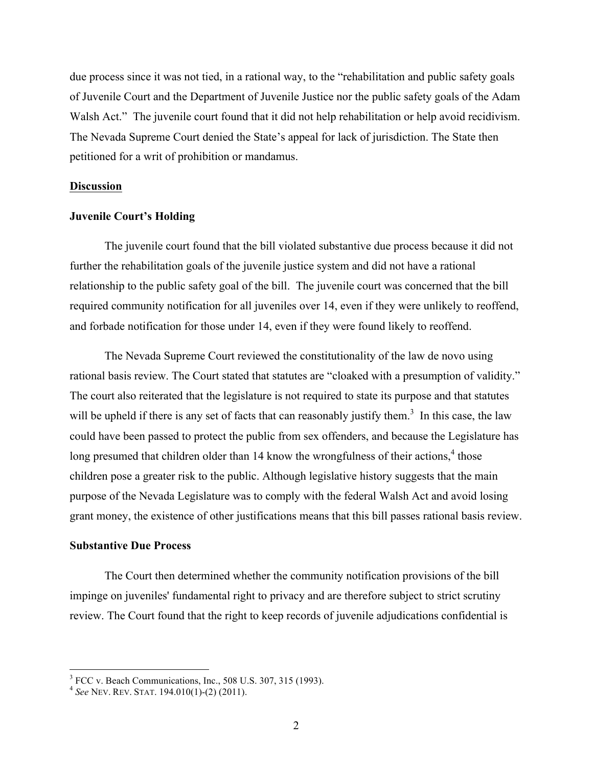due process since it was not tied, in a rational way, to the "rehabilitation and public safety goals of Juvenile Court and the Department of Juvenile Justice nor the public safety goals of the Adam Walsh Act." The juvenile court found that it did not help rehabilitation or help avoid recidivism. The Nevada Supreme Court denied the State's appeal for lack of jurisdiction. The State then petitioned for a writ of prohibition or mandamus.

**Discussion**

**Juvenile Court's Holding**

The juvenile court found that the bill violated substantive due process because it did not further the rehabilitation goals of the juvenile justice system and did not have a rational relationship to the public safety goal of the bill. The juvenile court was concerned that the bill required community notification for all juveniles over 14, even if they were unlikely to reoffend, and forbade notification for those under 14, even if they were found likely to reoffend.

The Nevada Supreme Court reviewed the constitutionality of the law de novo using rational basis review. The Court stated that statutes are "cloaked with a presumption of validity." The court also reiterated that the legislature is not required to state its purpose and that statutes will be upheld if there is any set of facts that can reasonably justify them.[3] In this case, the law could have been passed to protect the public from sex offenders, and because the Legislature has long presumed that children older than 14 know the wrongfulness of their actions,[4] those children pose a greater risk to the public. Although legislative history suggests that the main purpose of the Nevada Legislature was to comply with the federal Walsh Act and avoid losing grant money, the existence of other justifications means that this bill passes rational basis review.

**Substantive Due Process**

The Court then determined whether the community notification provisions of the bill impinge on juveniles' fundamental right to privacy and are therefore subject to strict scrutiny review. The Court found that the right to keep records of juvenile adjudications confidential is

---

[3] FCC v. Beach Communications, Inc., 508 U.S. 307, 315 (1993).

[4] *See* NEV. REV. STAT. 194.010(1)-(2) (2011).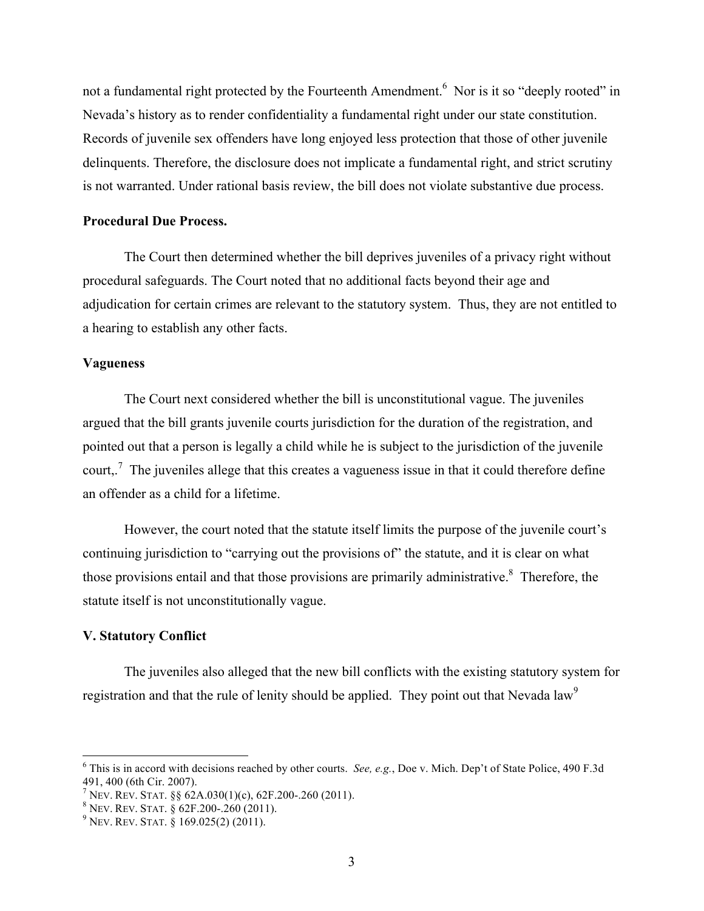not a fundamental right protected by the Fourteenth Amendment.[6] Nor is it so "deeply rooted" in Nevada's history as to render confidentiality a fundamental right under our state constitution. Records of juvenile sex offenders have long enjoyed less protection that those of other juvenile delinquents. Therefore, the disclosure does not implicate a fundamental right, and strict scrutiny is not warranted. Under rational basis review, the bill does not violate substantive due process.

**Procedural Due Process.**

The Court then determined whether the bill deprives juveniles of a privacy right without procedural safeguards. The Court noted that no additional facts beyond their age and adjudication for certain crimes are relevant to the statutory system. Thus, they are not entitled to a hearing to establish any other facts.

**Vagueness**

The Court next considered whether the bill is unconstitutional vague. The juveniles argued that the bill grants juvenile courts jurisdiction for the duration of the registration, and pointed out that a person is legally a child while he is subject to the jurisdiction of the juvenile court,.[7] The juveniles allege that this creates a vagueness issue in that it could therefore define an offender as a child for a lifetime.

However, the court noted that the statute itself limits the purpose of the juvenile court's continuing jurisdiction to "carrying out the provisions of" the statute, and it is clear on what those provisions entail and that those provisions are primarily administrative.[8] Therefore, the statute itself is not unconstitutionally vague.

**V. Statutory Conflict**

The juveniles also alleged that the new bill conflicts with the existing statutory system for registration and that the rule of lenity should be applied. They point out that Nevada law[9]

---

[6] This is in accord with decisions reached by other courts. *See, e.g.*, Doe v. Mich. Dep't of State Police, 490 F.3d 491, 400 (6th Cir. 2007).

[7] NEV. REV. STAT. §§ 62A.030(1)(c), 62F.200-.260 (2011).

[8] NEV. REV. STAT. § 62F.200-.260 (2011).

[9] NEV. REV. STAT. § 169.025(2) (2011).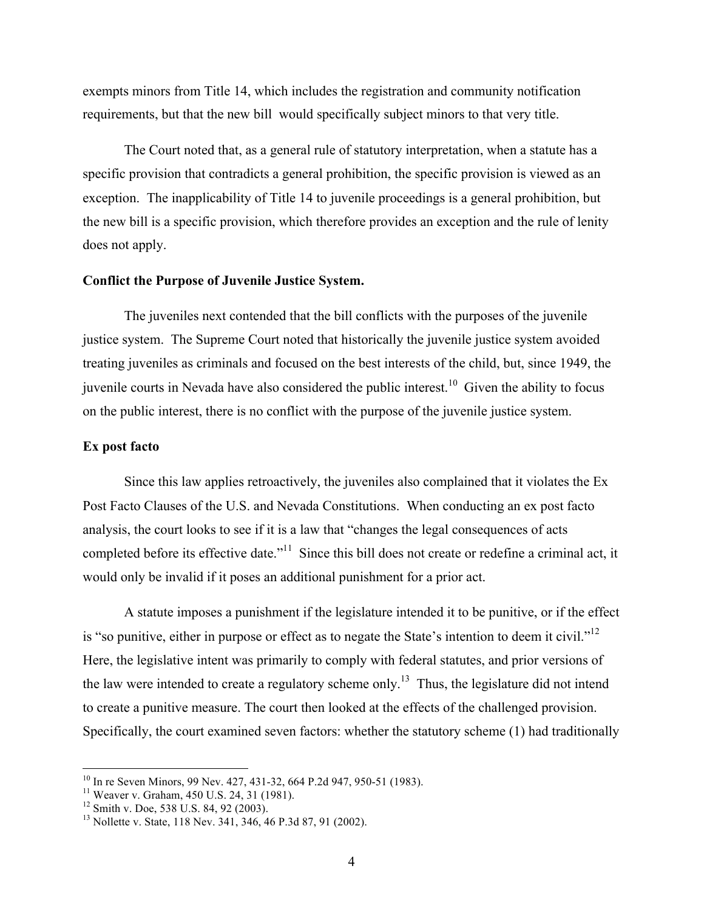exempts minors from Title 14, which includes the registration and community notification requirements, but that the new bill would specifically subject minors to that very title.

The Court noted that, as a general rule of statutory interpretation, when a statute has a specific provision that contradicts a general prohibition, the specific provision is viewed as an exception. The inapplicability of Title 14 to juvenile proceedings is a general prohibition, but the new bill is a specific provision, which therefore provides an exception and the rule of lenity does not apply.

**Conflict the Purpose of Juvenile Justice System.**

The juveniles next contended that the bill conflicts with the purposes of the juvenile justice system. The Supreme Court noted that historically the juvenile justice system avoided treating juveniles as criminals and focused on the best interests of the child, but, since 1949, the juvenile courts in Nevada have also considered the public interest.[10] Given the ability to focus on the public interest, there is no conflict with the purpose of the juvenile justice system.

**Ex post facto**

Since this law applies retroactively, the juveniles also complained that it violates the Ex Post Facto Clauses of the U.S. and Nevada Constitutions. When conducting an ex post facto analysis, the court looks to see if it is a law that "changes the legal consequences of acts completed before its effective date."[11] Since this bill does not create or redefine a criminal act, it would only be invalid if it poses an additional punishment for a prior act.

A statute imposes a punishment if the legislature intended it to be punitive, or if the effect is "so punitive, either in purpose or effect as to negate the State's intention to deem it civil."[12] Here, the legislative intent was primarily to comply with federal statutes, and prior versions of the law were intended to create a regulatory scheme only.[13] Thus, the legislature did not intend to create a punitive measure. The court then looked at the effects of the challenged provision. Specifically, the court examined seven factors: whether the statutory scheme (1) had traditionally

---

[10] In re Seven Minors, 99 Nev. 427, 431-32, 664 P.2d 947, 950-51 (1983).
[11] Weaver v. Graham, 450 U.S. 24, 31 (1981).
[12] Smith v. Doe, 538 U.S. 84, 92 (2003).
[13] Nollette v. State, 118 Nev. 341, 346, 46 P.3d 87, 91 (2002).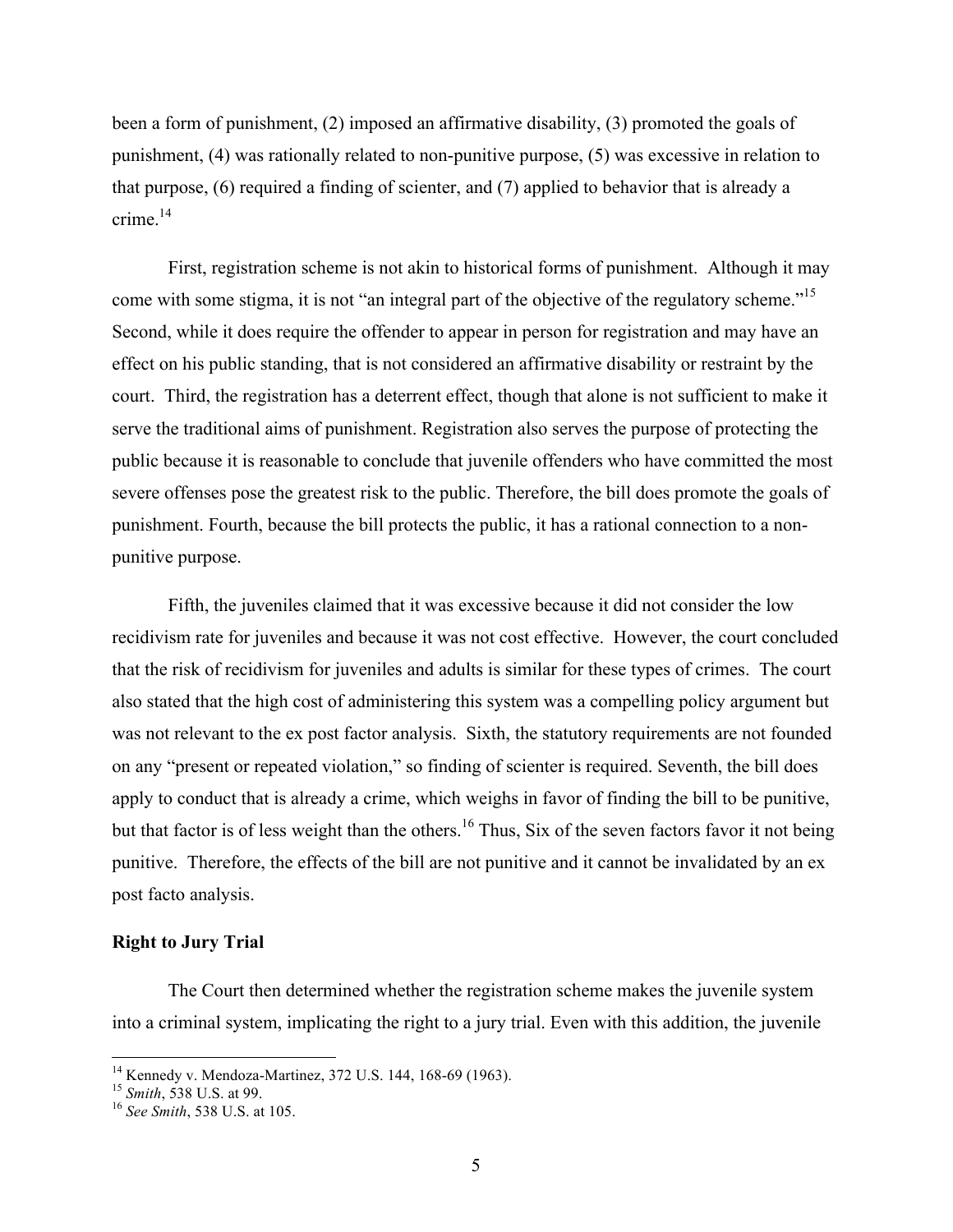been a form of punishment, (2) imposed an affirmative disability, (3) promoted the goals of punishment, (4) was rationally related to non-punitive purpose, (5) was excessive in relation to that purpose, (6) required a finding of scienter, and (7) applied to behavior that is already a crime.[14]

First, registration scheme is not akin to historical forms of punishment. Although it may come with some stigma, it is not "an integral part of the objective of the regulatory scheme."[15] Second, while it does require the offender to appear in person for registration and may have an effect on his public standing, that is not considered an affirmative disability or restraint by the court. Third, the registration has a deterrent effect, though that alone is not sufficient to make it serve the traditional aims of punishment. Registration also serves the purpose of protecting the public because it is reasonable to conclude that juvenile offenders who have committed the most severe offenses pose the greatest risk to the public. Therefore, the bill does promote the goals of punishment. Fourth, because the bill protects the public, it has a rational connection to a non-punitive purpose.

Fifth, the juveniles claimed that it was excessive because it did not consider the low recidivism rate for juveniles and because it was not cost effective. However, the court concluded that the risk of recidivism for juveniles and adults is similar for these types of crimes. The court also stated that the high cost of administering this system was a compelling policy argument but was not relevant to the ex post factor analysis. Sixth, the statutory requirements are not founded on any "present or repeated violation," so finding of scienter is required. Seventh, the bill does apply to conduct that is already a crime, which weighs in favor of finding the bill to be punitive, but that factor is of less weight than the others.[16] Thus, Six of the seven factors favor it not being punitive. Therefore, the effects of the bill are not punitive and it cannot be invalidated by an ex post facto analysis.

**Right to Jury Trial**

The Court then determined whether the registration scheme makes the juvenile system into a criminal system, implicating the right to a jury trial. Even with this addition, the juvenile

---

[14] Kennedy v. Mendoza-Martinez, 372 U.S. 144, 168-69 (1963).

[15] *Smith*, 538 U.S. at 99.

[16] *See Smith*, 538 U.S. at 105.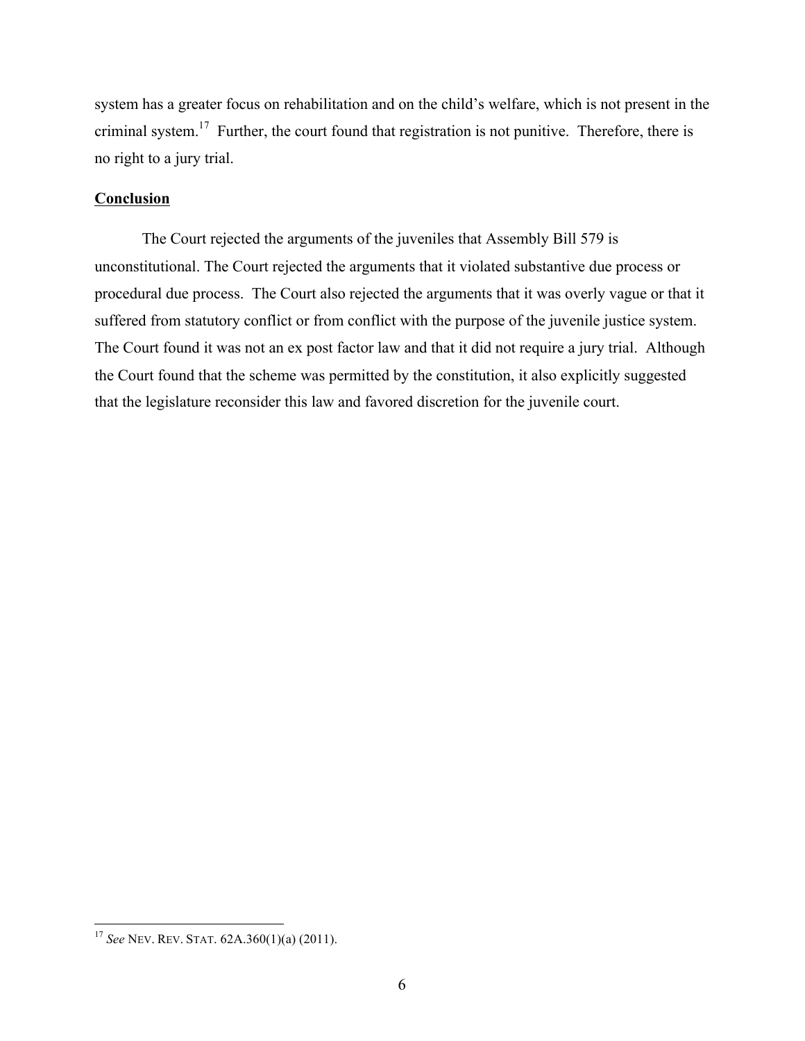system has a greater focus on rehabilitation and on the child's welfare, which is not present in the criminal system.[17] Further, the court found that registration is not punitive. Therefore, there is no right to a jury trial.

**Conclusion**

The Court rejected the arguments of the juveniles that Assembly Bill 579 is unconstitutional. The Court rejected the arguments that it violated substantive due process or procedural due process. The Court also rejected the arguments that it was overly vague or that it suffered from statutory conflict or from conflict with the purpose of the juvenile justice system. The Court found it was not an ex post factor law and that it did not require a jury trial. Although the Court found that the scheme was permitted by the constitution, it also explicitly suggested that the legislature reconsider this law and favored discretion for the juvenile court.

---

[17] *See* NEV. REV. STAT. 62A.360(1)(a) (2011).